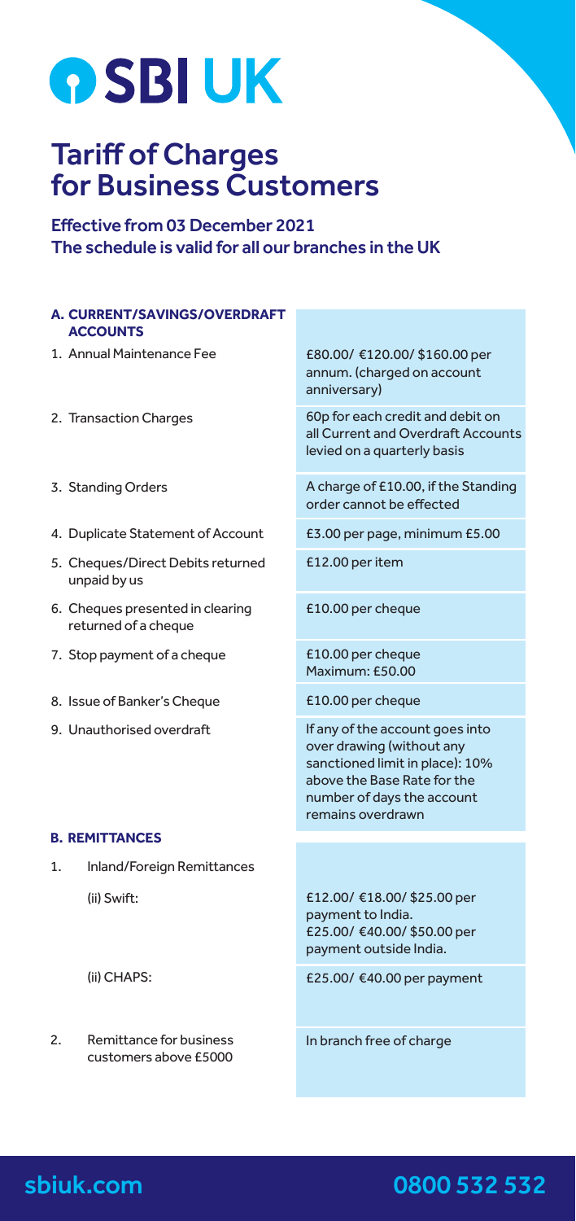# SBI UK

# Tariff of Charges for Business Customers

**Effective from 03 December 2021**
**The schedule is valid for all our branches in the UK**

| **A. CURRENT/SAVINGS/OVERDRAFT ACCOUNTS** | |
|---|---|
| 1. Annual Maintenance Fee | £80.00/ €120.00/ $160.00 per annum. (charged on account anniversary) |
| 2. Transaction Charges | 60p for each credit and debit on all Current and Overdraft Accounts levied on a quarterly basis |
| 3. Standing Orders | A charge of £10.00, if the Standing order cannot be effected |
| 4. Duplicate Statement of Account | £3.00 per page, minimum £5.00 |
| 5. Cheques/Direct Debits returned unpaid by us | £12.00 per item |
| 6. Cheques presented in clearing returned of a cheque | £10.00 per cheque |
| 7. Stop payment of a cheque | £10.00 per cheque<br>Maximum: £50.00 |
| 8. Issue of Banker's Cheque | £10.00 per cheque |
| 9. Unauthorised overdraft | If any of the account goes into over drawing (without any sanctioned limit in place): 10% above the Base Rate for the number of days the account remains overdrawn |

| **B. REMITTANCES** | |
|---|---|
| 1. Inland/Foreign Remittances | |
| (ii) Swift: | £12.00/ €18.00/ $25.00 per payment to India.<br>£25.00/ €40.00/ $50.00 per payment outside India. |
| (ii) CHAPS: | £25.00/ €40.00 per payment |
| 2. Remittance for business customers above £5000 | In branch free of charge |

sbiuk.com | 0800 532 532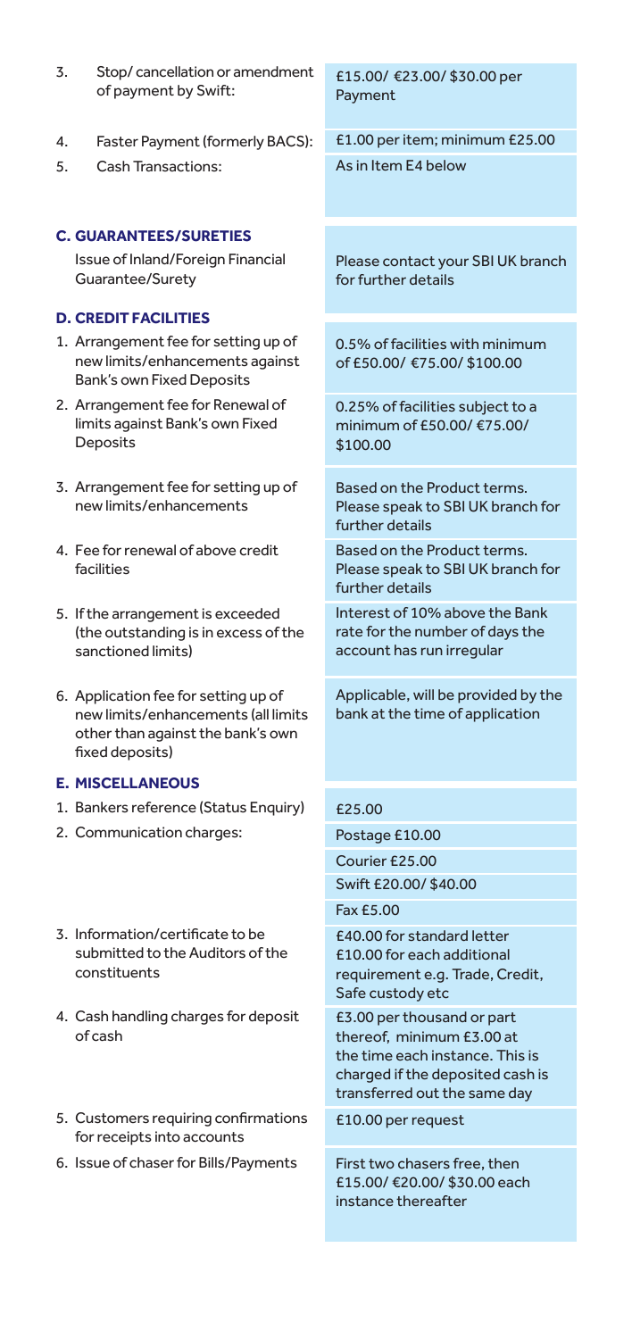| | |
|---|---|
| 3. Stop/ cancellation or amendment of payment by Swift: | £15.00/ €23.00/ $30.00 per Payment |
| 4. Faster Payment (formerly BACS): | £1.00 per item; minimum £25.00 |
| 5. Cash Transactions: | As in Item E4 below |

**C. GUARANTEES/SURETIES**

| | |
|---|---|
| Issue of Inland/Foreign Financial Guarantee/Surety | Please contact your SBI UK branch for further details |

**D. CREDIT FACILITIES**

| | |
|---|---|
| 1. Arrangement fee for setting up of new limits/enhancements against Bank's own Fixed Deposits | 0.5% of facilities with minimum of £50.00/ €75.00/ $100.00 |
| 2. Arrangement fee for Renewal of limits against Bank's own Fixed Deposits | 0.25% of facilities subject to a minimum of £50.00/ €75.00/ $100.00 |
| 3. Arrangement fee for setting up of new limits/enhancements | Based on the Product terms. Please speak to SBI UK branch for further details |
| 4. Fee for renewal of above credit facilities | Based on the Product terms. Please speak to SBI UK branch for further details |
| 5. If the arrangement is exceeded (the outstanding is in excess of the sanctioned limits) | Interest of 10% above the Bank rate for the number of days the account has run irregular |
| 6. Application fee for setting up of new limits/enhancements (all limits other than against the bank's own fixed deposits) | Applicable, will be provided by the bank at the time of application |

**E. MISCELLANEOUS**

| | |
|---|---|
| 1. Bankers reference (Status Enquiry) | £25.00 |
| 2. Communication charges: | Postage £10.00 |
| | Courier £25.00 |
| | Swift £20.00/ $40.00 |
| | Fax £5.00 |
| 3. Information/certificate to be submitted to the Auditors of the constituents | £40.00 for standard letter £10.00 for each additional requirement e.g. Trade, Credit, Safe custody etc |
| 4. Cash handling charges for deposit of cash | £3.00 per thousand or part thereof, minimum £3.00 at the time each instance. This is charged if the deposited cash is transferred out the same day |
| 5. Customers requiring confirmations for receipts into accounts | £10.00 per request |
| 6. Issue of chaser for Bills/Payments | First two chasers free, then £15.00/ €20.00/ $30.00 each instance thereafter |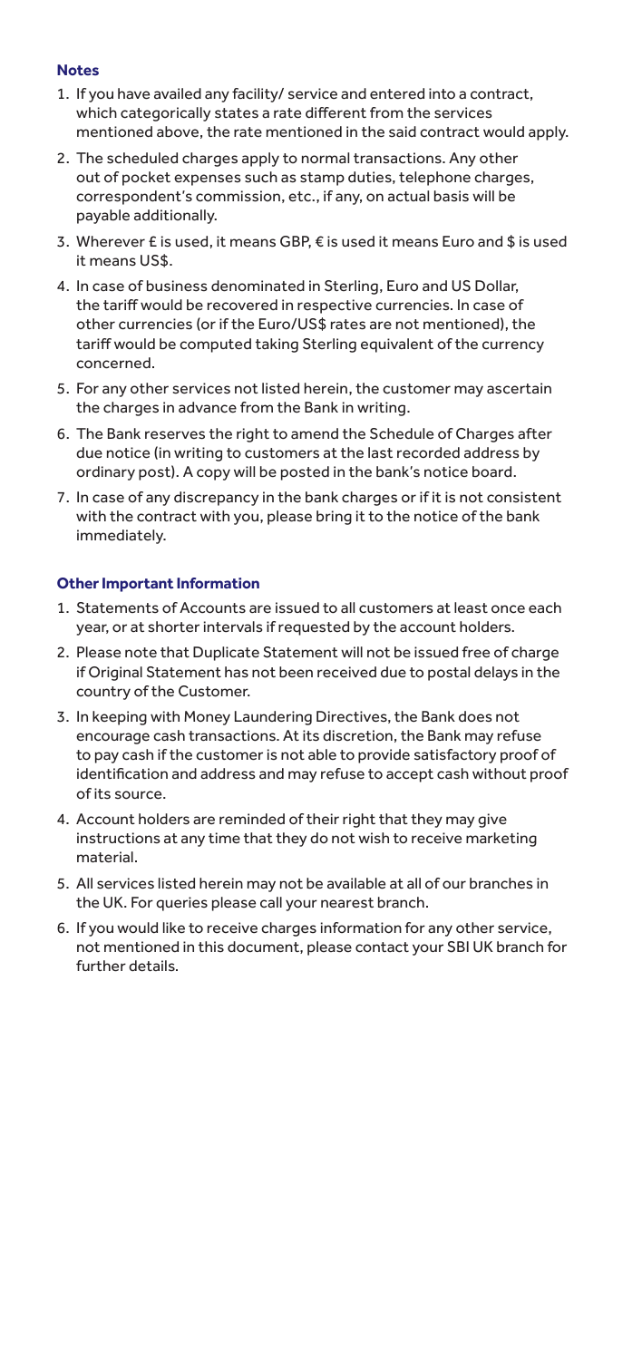## Notes

1. If you have availed any facility/ service and entered into a contract, which categorically states a rate different from the services mentioned above, the rate mentioned in the said contract would apply.
2. The scheduled charges apply to normal transactions. Any other out of pocket expenses such as stamp duties, telephone charges, correspondent's commission, etc., if any, on actual basis will be payable additionally.
3. Wherever £ is used, it means GBP, € is used it means Euro and $ is used it means US$.
4. In case of business denominated in Sterling, Euro and US Dollar, the tariff would be recovered in respective currencies. In case of other currencies (or if the Euro/US$ rates are not mentioned), the tariff would be computed taking Sterling equivalent of the currency concerned.
5. For any other services not listed herein, the customer may ascertain the charges in advance from the Bank in writing.
6. The Bank reserves the right to amend the Schedule of Charges after due notice (in writing to customers at the last recorded address by ordinary post). A copy will be posted in the bank's notice board.
7. In case of any discrepancy in the bank charges or if it is not consistent with the contract with you, please bring it to the notice of the bank immediately.

## Other Important Information

1. Statements of Accounts are issued to all customers at least once each year, or at shorter intervals if requested by the account holders.
2. Please note that Duplicate Statement will not be issued free of charge if Original Statement has not been received due to postal delays in the country of the Customer.
3. In keeping with Money Laundering Directives, the Bank does not encourage cash transactions. At its discretion, the Bank may refuse to pay cash if the customer is not able to provide satisfactory proof of identification and address and may refuse to accept cash without proof of its source.
4. Account holders are reminded of their right that they may give instructions at any time that they do not wish to receive marketing material.
5. All services listed herein may not be available at all of our branches in the UK. For queries please call your nearest branch.
6. If you would like to receive charges information for any other service, not mentioned in this document, please contact your SBI UK branch for further details.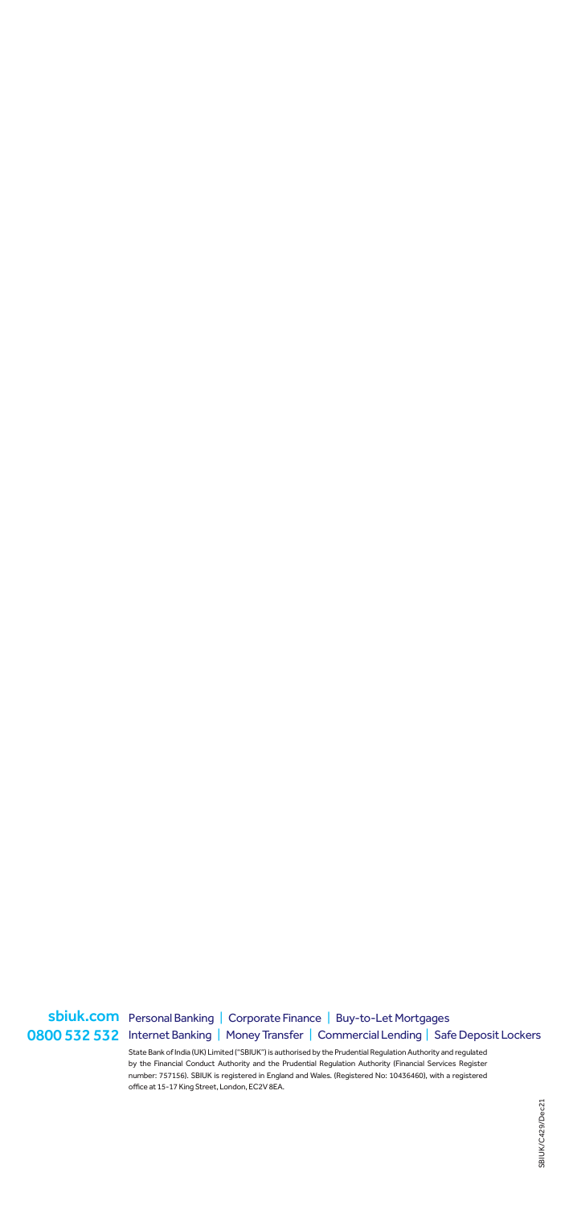**sbiuk.com** Personal Banking | Corporate Finance | Buy-to-Let Mortgages

**0800 532 532** Internet Banking | Money Transfer | Commercial Lending | Safe Deposit Lockers

State Bank of India (UK) Limited ("SBIUK") is authorised by the Prudential Regulation Authority and regulated by the Financial Conduct Authority and the Prudential Regulation Authority (Financial Services Register number: 757156). SBIUK is registered in England and Wales. (Registered No: 10436460), with a registered office at 15-17 King Street, London, EC2V 8EA.

SBIUK/C429/Dec21